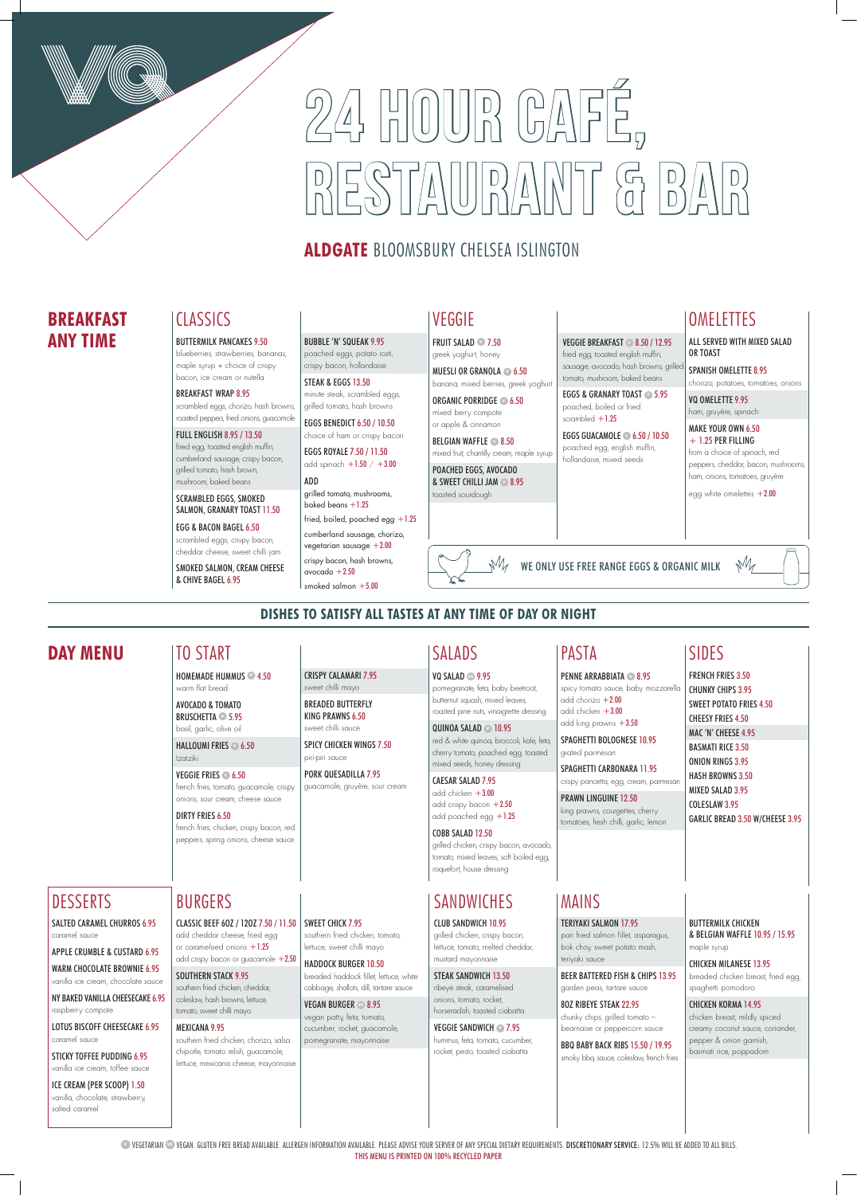# 24 HOUR CAFÉ, RESTAURANT & BAR

**ALDGATE** BLOOMSBURY CHELSEA ISLINGTON

## BREAKFAST ANY TIME

### CLASSICS

**BUTTERMILK PANCAKES** 9.50
blueberries, strawberries, bananas, maple syrup + choice of crispy bacon, ice cream or nutella

**BREAKFAST WRAP** 8.95
scrambled eggs, chorizo, hash browns, roasted peppers, fried onions, guacamole

**FULL ENGLISH** 8.95 / 13.50
fried egg, toasted english muffin, cumberland sausage, crispy bacon, grilled tomato, hash brown, mushroom, baked beans

**SCRAMBLED EGGS, SMOKED SALMON, GRANARY TOAST** 11.50

**EGG & BACON BAGEL** 6.50
scrambled eggs, crispy bacon, cheddar cheese, sweet chilli jam

**SMOKED SALMON, CREAM CHEESE & CHIVE BAGEL** 6.95

**BUBBLE 'N' SQUEAK** 9.95
poached eggs, potato rosti, crispy bacon, hollandaise

**STEAK & EGGS** 13.50
minute steak, scrambled eggs, grilled tomato, hash browns

**EGGS BENEDICT** 6.50 / 10.50
choice of ham or crispy bacon

**EGGS ROYALE** 7.50 / 11.50
add spinach +1.50 / +3.00

**ADD**
grilled tomato, mushrooms, baked beans +1.25
fried, boiled, poached egg +1.25
cumberland sausage, chorizo, vegetarian sausage +2.00
crispy bacon, hash browns, avocado +2.50
smoked salmon +5.00

### VEGGIE

**FRUIT SALAD** (V) 7.50
greek yoghurt, honey

**MUESLI OR GRANOLA** (V) 6.50
banana, mixed berries, greek yoghurt

**ORGANIC PORRIDGE** (V) 6.50
mixed berry compote or apple & cinnamon

**BELGIAN WAFFLE** (V) 8.50
mixed fruit, chantilly cream, maple syrup

**POACHED EGGS, AVOCADO & SWEET CHILLI JAM** (V) 8.95
toasted sourdough

**VEGGIE BREAKFAST** (V) 8.50 / 12.95
fried egg, toasted english muffin, sausage, avocado, hash browns, grilled tomato, mushroom, baked beans

**EGGS & GRANARY TOAST** (V) 5.95
poached, boiled or fried scrambled +1.25

**EGGS GUACAMOLE** (V) 6.50 / 10.50
poached egg, english muffin, hollandaise, mixed seeds

### OMELETTES

ALL SERVED WITH MIXED SALAD OR TOAST

**SPANISH OMELETTE** 8.95
chorizo, potatoes, tomatoes, onions

**VQ OMELETTE** 9.95
ham, gruyère, spinach

**MAKE YOUR OWN** 6.50 + 1.25 PER FILLING
from a choice of spinach, red peppers, cheddar, bacon, mushrooms, ham, onions, tomatoes, gruyère

egg white omelettes +2.00

WE ONLY USE FREE RANGE EGGS & ORGANIC MILK

**DISHES TO SATISFY ALL TASTES AT ANY TIME OF DAY OR NIGHT**

## DAY MENU

### TO START

**HOMEMADE HUMMUS** (V) 4.50
warm flat bread

**AVOCADO & TOMATO BRUSCHETTA** (V) 5.95
basil, garlic, olive oil

**HALLOUMI FRIES** (V) 6.50
tzatziki

**VEGGIE FRIES** (V) 6.50
french fries, tomato, guacamole, crispy onions, sour cream, cheese sauce

**DIRTY FRIES** 6.50
french fries, chicken, crispy bacon, red peppers, spring onions, cheese sauce

**CRISPY CALAMARI** 7.95
sweet chilli mayo

**BREADED BUTTERFLY KING PRAWNS** 6.50
sweet chilli sauce

**SPICY CHICKEN WINGS** 7.50
piri-piri sauce

**PORK QUESADILLA** 7.95
guacamole, gruyère, sour cream

### SALADS

**VQ SALAD** (VG) 9.95
pomegranate, feta, baby beetroot, butternut squash, mixed leaves, roasted pine nuts, vinaigrette dressing

**QUINOA SALAD** (V) 10.95
red & white quinoa, broccoli, kale, feta, cherry tomato, poached egg, toasted mixed seeds, honey dressing

**CAESAR SALAD** 7.95
add chicken +3.00
add crispy bacon +2.50
add poached egg +1.25

**COBB SALAD** 12.50
grilled chicken, crispy bacon, avocado, tomato, mixed leaves, soft boiled egg, roquefort, house dressing

### PASTA

**PENNE ARRABBIATA** (V) 8.95
spicy tomato sauce, baby mozzarella
add chorizo +2.00
add chicken +3.00
add king prawns +3.50

**SPAGHETTI BOLOGNESE** 10.95
grated parmesan

**SPAGHETTI CARBONARA** 11.95
crispy pancetta, egg, cream, parmesan

**PRAWN LINGUINE** 12.50
king prawns, courgettes, cherry tomatoes, fresh chilli, garlic, lemon

### SIDES

**FRENCH FRIES** 3.50
**CHUNKY CHIPS** 3.95
**SWEET POTATO FRIES** 4.50
**CHEESY FRIES** 4.50
**MAC 'N' CHEESE** 4.95
**BASMATI RICE** 3.50
**ONION RINGS** 3.95
**HASH BROWNS** 3.50
**MIXED SALAD** 3.95
**COLESLAW** 3.95
**GARLIC BREAD** 3.50 W/CHEESE 3.95

### DESSERTS

**SALTED CARAMEL CHURROS** 6.95
caramel sauce

**APPLE CRUMBLE & CUSTARD** 6.95

**WARM CHOCOLATE BROWNIE** 6.95
vanilla ice cream, chocolate sauce

**NY BAKED VANILLA CHEESECAKE** 6.95
raspberry compote

**LOTUS BISCOFF CHEESECAKE** 6.95
caramel sauce

**STICKY TOFFEE PUDDING** 6.95
vanilla ice cream, toffee sauce

**ICE CREAM (PER SCOOP)** 1.50
vanilla, chocolate, strawberry, salted caramel

### BURGERS

**CLASSIC BEEF 6OZ / 12OZ** 7.50 / 11.50
add cheddar cheese, fried egg or caramelised onions +1.25
add crispy bacon or guacamole +2.50

**SOUTHERN STACK** 9.95
southern fried chicken, cheddar, coleslaw, hash browns, lettuce, tomato, sweet chilli mayo

**MEXICANA** 9.95
southern fried chicken, chorizo, salsa chipotle, tomato relish, guacamole, lettuce, mexicana cheese, mayonnaise

**SWEET CHICK** 7.95
southern fried chicken, tomato, lettuce, sweet chilli mayo

**HADDOCK BURGER** 10.50
breaded haddock fillet, lettuce, white cabbage, shallots, dill, tartare sauce

**VEGAN BURGER** (VG) 8.95
vegan patty, feta, tomato, cucumber, rocket, guacamole, pomegranate, mayonnaise

### SANDWICHES

**CLUB SANDWICH** 10.95
grilled chicken, crispy bacon, lettuce, tomato, melted cheddar, mustard mayonnaise

**STEAK SANDWICH** 13.50
ribeye steak, caramelised onions, tomato, rocket, horseradish, toasted ciabatta

**VEGGIE SANDWICH** (V) 7.95
hummus, feta, tomato, cucumber, rocket, pesto, toasted ciabatta

### MAINS

**TERIYAKI SALMON** 17.95
pan fried salmon fillet, asparagus, bok choy, sweet potato mash, teriyaki sauce

**BEER BATTERED FISH & CHIPS** 13.95
garden peas, tartare sauce

**8OZ RIBEYE STEAK** 22.95
chunky chips, grilled tomato – bearnaise or peppercorn sauce

**BBQ BABY BACK RIBS** 15.50 / 19.95
smoky bbq sauce, coleslaw, french fries

**BUTTERMILK CHICKEN & BELGIAN WAFFLE** 10.95 / 15.95
maple syrup

**CHICKEN MILANESE** 13.95
breaded chicken breast, fried egg, spaghetti pomodoro

**CHICKEN KORMA** 14.95
chicken breast, mildly spiced creamy coconut sauce, coriander, pepper & onion garnish, basmati rice, poppadom

(V) VEGETARIAN (VG) VEGAN. GLUTEN FREE BREAD AVAILABLE. ALLERGEN INFORMATION AVAILABLE. PLEASE ADVISE YOUR SERVER OF ANY SPECIAL DIETARY REQUIREMENTS. **DISCRETIONARY SERVICE:** 12.5% WILL BE ADDED TO ALL BILLS.
THIS MENU IS PRINTED ON 100% RECYCLED PAPER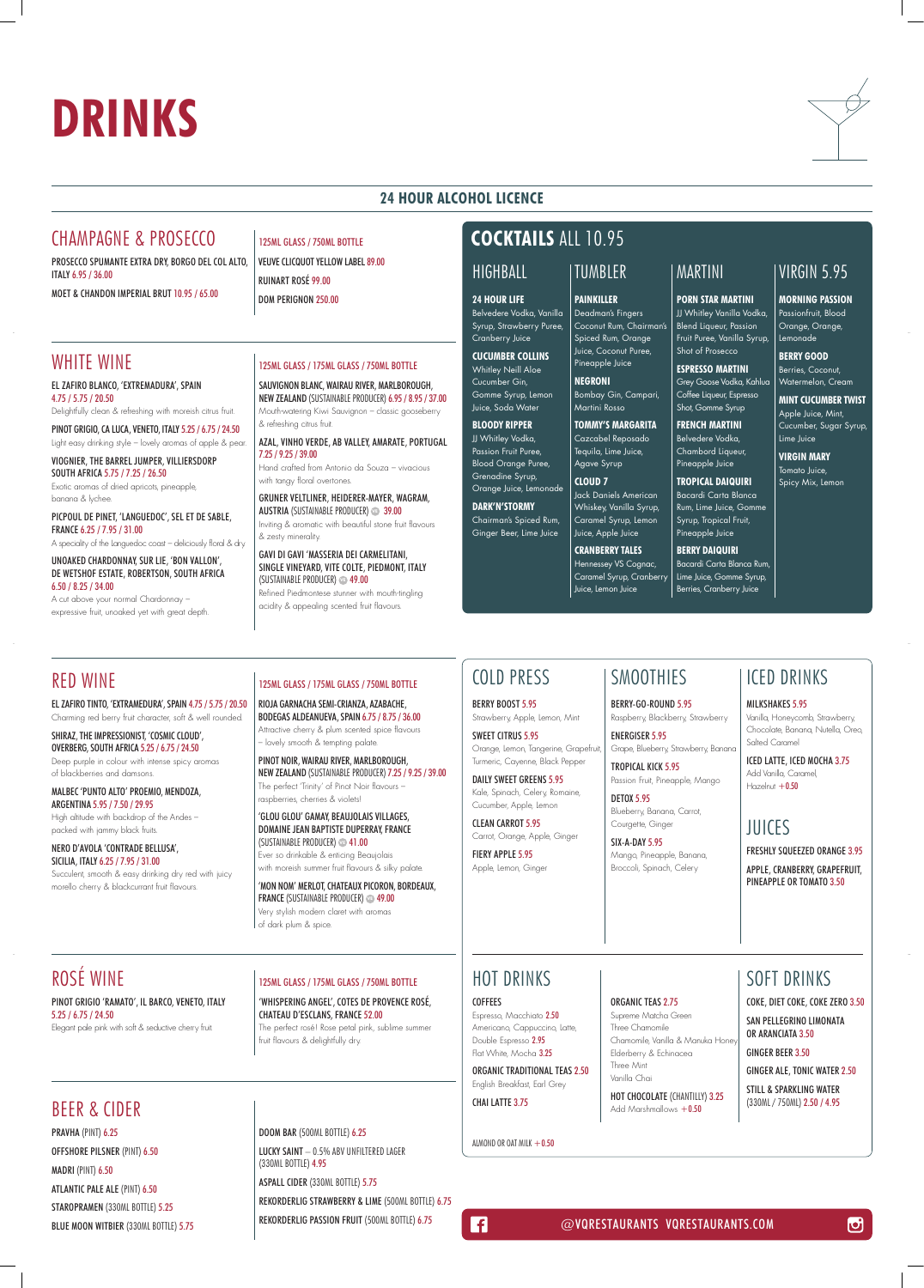# DRINKS

## 24 HOUR ALCOHOL LICENCE

## CHAMPAGNE & PROSECCO

125ML GLASS / 750ML BOTTLE

PROSECCO SPUMANTE EXTRA DRY, BORGO DEL COL ALTO, ITALY 6.95 / 36.00

MOET & CHANDON IMPERIAL BRUT 10.95 / 65.00

VEUVE CLICQUOT YELLOW LABEL 89.00

RUINART ROSÉ 99.00

DOM PERIGNON 250.00

## WHITE WINE

125ML GLASS / 175ML GLASS / 750ML BOTTLE

EL ZAFIRO BLANCO, 'EXTREMADURA', SPAIN 4.75 / 5.75 / 20.50
Delightfully clean & refreshing with moreish citrus fruit.

PINOT GRIGIO, CA LUCA, VENETO, ITALY 5.25 / 6.75 / 24.50
Light easy drinking style – lovely aromas of apple & pear.

VIOGNIER, THE BARREL JUMPER, VILLIERSDORP SOUTH AFRICA 5.75 / 7.25 / 26.50
Exotic aromas of dried apricots, pineapple, banana & lychee.

PICPOUL DE PINET, 'LANGUEDOC', SEL ET DE SABLE, FRANCE 6.25 / 7.95 / 31.00
A speciality of the Languedoc coast – deliciously floral & dry.

UNOAKED CHARDONNAY, SUR LIE, 'BON VALLON', DE WETSHOF ESTATE, ROBERTSON, SOUTH AFRICA 6.50 / 8.25 / 34.00
A cut above your normal Chardonnay – expressive fruit, unoaked yet with great depth.

SAUVIGNON BLANC, WAIRAU RIVER, MARLBOROUGH, NEW ZEALAND (SUSTAINABLE PRODUCER) 6.95 / 8.95 / 37.00
Mouth-watering Kiwi Sauvignon – classic gooseberry & refreshing citrus fruit.

AZAL, VINHO VERDE, AB VALLEY, AMARATE, PORTUGAL 7.25 / 9.25 / 39.00
Hand crafted from Antonio da Souza – vivacious with tangy floral overtones.

GRUNER VELTLINER, HEIDERER-MAYER, WAGRAM, AUSTRIA (SUSTAINABLE PRODUCER) 39.00
Inviting & aromatic with beautiful stone fruit flavours & zesty minerality.

GAVI DI GAVI 'MASSERIA DEI CARMELITANI, SINGLE VINEYARD, VITE COLTE, PIEDMONT, ITALY (SUSTAINABLE PRODUCER) 49.00
Refined Piedmontese stunner with mouth-tingling acidity & appealing scented fruit flavours.

## COCKTAILS ALL 10.95

### HIGHBALL

**24 HOUR LIFE**
Belvedere Vodka, Vanilla Syrup, Strawberry Puree, Cranberry Juice

**CUCUMBER COLLINS**
Whitley Neill Aloe Cucumber Gin, Gomme Syrup, Lemon Juice, Soda Water

**BLOODY RIPPER**
JJ Whitley Vodka, Passion Fruit Puree, Blood Orange Puree, Grenadine Syrup, Orange Juice, Lemonade

**DARK'N'STORMY**
Chairman's Spiced Rum, Ginger Beer, Lime Juice

### TUMBLER

**PAINKILLER**
Deadman's Fingers Coconut Rum, Chairman's Spiced Rum, Orange Juice, Coconut Puree, Pineapple Juice

**NEGRONI**
Bombay Gin, Campari, Martini Rosso

**TOMMY'S MARGARITA**
Cazcabel Reposado Tequila, Lime Juice, Agave Syrup

**CLOUD 7**
Jack Daniels American Whiskey, Vanilla Syrup, Caramel Syrup, Lemon Juice, Apple Juice

**CRANBERRY TALES**
Hennessey VS Cognac, Caramel Syrup, Cranberry Juice, Lemon Juice

### MARTINI

**PORN STAR MARTINI**
JJ Whitley Vanilla Vodka, Blend Liqueur, Passion Fruit Puree, Vanilla Syrup, Shot of Prosecco

**ESPRESSO MARTINI**
Grey Goose Vodka, Kahlua Coffee Liqueur, Espresso Shot, Gomme Syrup

**FRENCH MARTINI**
Belvedere Vodka, Chambord Liqueur, Pineapple Juice

**TROPICAL DAIQUIRI**
Bacardi Carta Blanca Rum, Lime Juice, Gomme Syrup, Tropical Fruit, Pineapple Juice

**BERRY DAIQUIRI**
Bacardi Carta Blanca Rum, Lime Juice, Gomme Syrup, Berries, Cranberry Juice

### VIRGIN 5.95

**MORNING PASSION**
Passionfruit, Blood Orange, Orange, Lemonade

**BERRY GOOD**
Berries, Coconut, Watermelon, Cream

**MINT CUCUMBER TWIST**
Apple Juice, Mint, Cucumber, Sugar Syrup, Lime Juice

**VIRGIN MARY**
Tomato Juice, Spicy Mix, Lemon

## RED WINE

125ML GLASS / 175ML GLASS / 750ML BOTTLE

EL ZAFIRO TINTO, 'EXTREMADURA', SPAIN 4.75 / 5.75 / 20.50
Charming red berry fruit character, soft & well rounded.

SHIRAZ, THE IMPRESSIONIST, 'COSMIC CLOUD', OVERBERG, SOUTH AFRICA 5.25 / 6.75 / 24.50
Deep purple in colour with intense spicy aromas of blackberries and damsons.

MALBEC 'PUNTO ALTO' PROEMIO, MENDOZA, ARGENTINA 5.95 / 7.50 / 29.95
High altitude with backdrop of the Andes – packed with jammy black fruits.

NERO D'AVOLA 'CONTRADE BELLUSA', SICILIA, ITALY 6.25 / 7.95 / 31.00
Succulent, smooth & easy drinking dry red with juicy morello cherry & blackcurrant fruit flavours.

RIOJA GARNACHA SEMI-CRIANZA, AZABACHE, BODEGAS ALDEANUEVA, SPAIN 6.75 / 8.75 / 36.00
Attractive cherry & plum scented spice flavours – lovely smooth & tempting palate.

PINOT NOIR, WAIRAU RIVER, MARLBOROUGH, NEW ZEALAND (SUSTAINABLE PRODUCER) 7.25 / 9.25 / 39.00
The perfect 'Trinity' of Pinot Noir flavours – raspberries, cherries & violets!

'GLOU GLOU' GAMAY, BEAUJOLAIS VILLAGES, DOMAINE JEAN BAPTISTE DUPERRAY, FRANCE (SUSTAINABLE PRODUCER) 41.00
Ever so drinkable & enticing Beaujolais with moreish summer fruit flavours & silky palate.

'MON NOM' MERLOT, CHATEAUX PICORON, BORDEAUX, FRANCE (SUSTAINABLE PRODUCER) 49.00
Very stylish modern claret with aromas of dark plum & spice.

## COLD PRESS

BERRY BOOST 5.95
Strawberry, Apple, Lemon, Mint

SWEET CITRUS 5.95
Orange, Lemon, Tangerine, Grapefruit, Turmeric, Cayenne, Black Pepper

DAILY SWEET GREENS 5.95
Kale, Spinach, Celery, Romaine, Cucumber, Apple, Lemon

CLEAN CARROT 5.95
Carrot, Orange, Apple, Ginger

FIERY APPLE 5.95
Apple, Lemon, Ginger

## SMOOTHIES

BERRY-GO-ROUND 5.95
Raspberry, Blackberry, Strawberry

ENERGISER 5.95
Grape, Blueberry, Strawberry, Banana

TROPICAL KICK 5.95
Passion Fruit, Pineapple, Mango

DETOX 5.95
Blueberry, Banana, Carrot, Courgette, Ginger

SIX-A-DAY 5.95
Mango, Pineapple, Banana, Broccoli, Spinach, Celery

## ICED DRINKS

MILKSHAKES 5.95
Vanilla, Honeycomb, Strawberry, Chocolate, Banana, Nutella, Oreo, Salted Caramel

ICED LATTE, ICED MOCHA 3.75
Add Vanilla, Caramel, Hazelnut +0.50

## JUICES

FRESHLY SQUEEZED ORANGE 3.95

APPLE, CRANBERRY, GRAPEFRUIT, PINEAPPLE OR TOMATO 3.50

## ROSÉ WINE

125ML GLASS / 175ML GLASS / 750ML BOTTLE

PINOT GRIGIO 'RAMATO', IL BARCO, VENETO, ITALY 5.25 / 6.75 / 24.50
Elegant pale pink with soft & seductive cherry fruit.

'WHISPERING ANGEL', COTES DE PROVENCE ROSÉ, CHATEAU D'ESCLANS, FRANCE 52.00
The perfect rosé! Rose petal pink, sublime summer fruit flavours & delightfully dry.

## BEER & CIDER

PRAVHA (PINT) 6.25

OFFSHORE PILSNER (PINT) 6.50

MADRI (PINT) 6.50

ATLANTIC PALE ALE (PINT) 6.50

STAROPRAMEN (330ML BOTTLE) 5.25

BLUE MOON WITBIER (330ML BOTTLE) 5.75

DOOM BAR (500ML BOTTLE) 6.25

LUCKY SAINT – 0.5% ABV UNFILTERED LAGER (330ML BOTTLE) 4.95

ASPALL CIDER (330ML BOTTLE) 5.75

REKORDERLIG STRAWBERRY & LIME (500ML BOTTLE) 6.75

REKORDERLIG PASSION FRUIT (500ML BOTTLE) 6.75

## HOT DRINKS

COFFEES
Espresso, Macchiato 2.50
Americano, Cappuccino, Latte, Double Espresso 2.95
Flat White, Mocha 3.25

ORGANIC TRADITIONAL TEAS 2.50
English Breakfast, Earl Grey

CHAI LATTE 3.75

ORGANIC TEAS 2.75
Supreme Matcha Green
Three Chamomile
Chamomile, Vanilla & Manuka Honey
Elderberry & Echinacea
Three Mint
Vanilla Chai

HOT CHOCOLATE (CHANTILLY) 3.25
Add Marshmallows +0.50

ALMOND OR OAT MILK +0.50

## SOFT DRINKS

COKE, DIET COKE, COKE ZERO 3.50

SAN PELLEGRINO LIMONATA OR ARANCIATA 3.50

GINGER BEER 3.50

GINGER ALE, TONIC WATER 2.50

STILL & SPARKLING WATER (330ML / 750ML) 2.50 / 4.95

@VQRESTAURANTS VQRESTAURANTS.COM